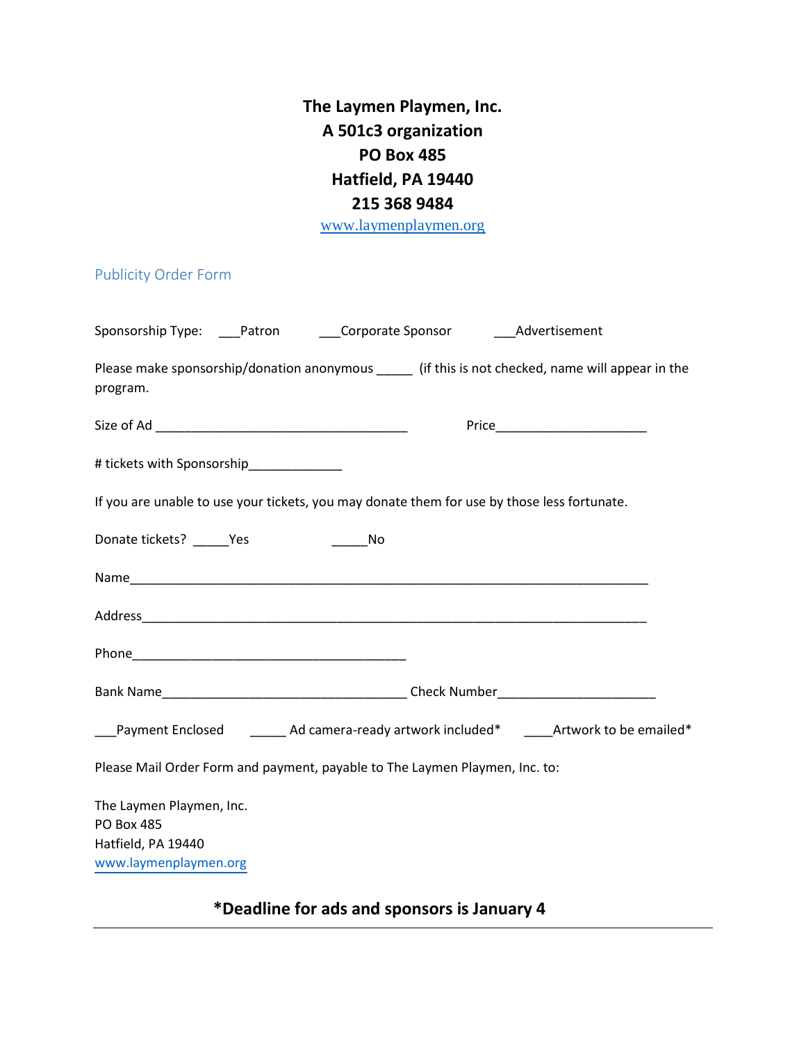**The Laymen Playmen, Inc.**
**A 501c3 organization**
**PO Box 485**
**Hatfield, PA 19440**
**215 368 9484**
[www.laymenplaymen.org](http://www.laymenplaymen.org)

## Publicity Order Form

Sponsorship Type: ___Patron ___Corporate Sponsor ___Advertisement

Please make sponsorship/donation anonymous _____ (if this is not checked, name will appear in the program.

Size of Ad ___________________________________ Price_____________________

# tickets with Sponsorship_____________

If you are unable to use your tickets, you may donate them for use by those less fortunate.

Donate tickets? _____Yes _____No

Name_________________________________________________________________________

Address_______________________________________________________________________

Phone________________________________________

Bank Name__________________________________ Check Number_____________________

___Payment Enclosed _____ Ad camera-ready artwork included* ____Artwork to be emailed*

Please Mail Order Form and payment, payable to The Laymen Playmen, Inc. to:

The Laymen Playmen, Inc.
PO Box 485
Hatfield, PA 19440
[www.laymenplaymen.org](http://www.laymenplaymen.org)

**\*Deadline for ads and sponsors is January 4**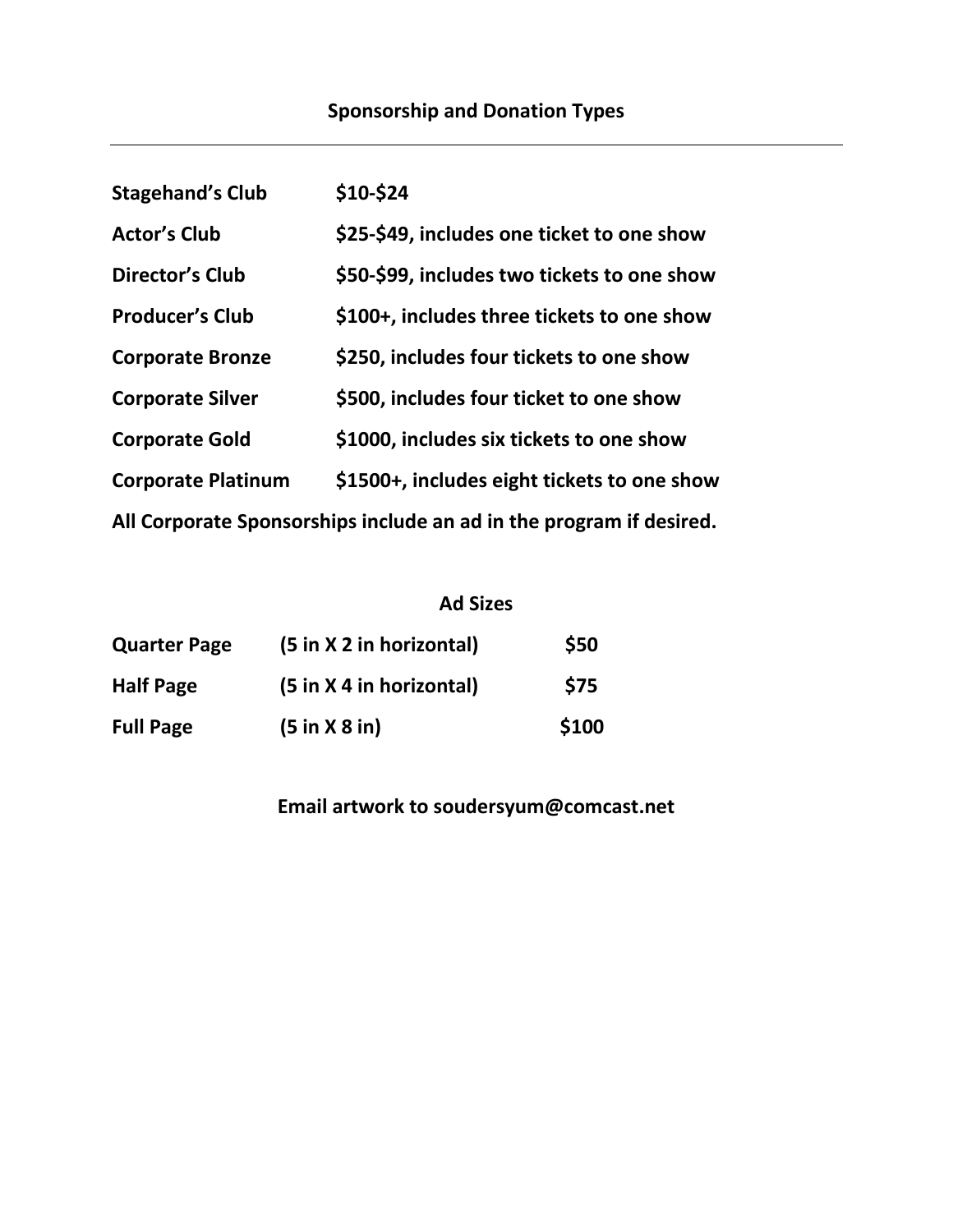## Sponsorship and Donation Types

---

| | |
|---|---|
| **Stagehand's Club** | **$10-$24** |
| **Actor's Club** | **$25-$49, includes one ticket to one show** |
| **Director's Club** | **$50-$99, includes two tickets to one show** |
| **Producer's Club** | **$100+, includes three tickets to one show** |
| **Corporate Bronze** | **$250, includes four tickets to one show** |
| **Corporate Silver** | **$500, includes four ticket to one show** |
| **Corporate Gold** | **$1000, includes six tickets to one show** |
| **Corporate Platinum** | **$1500+, includes eight tickets to one show** |

**All Corporate Sponsorships include an ad in the program if desired.**

## Ad Sizes

| | | |
|---|---|---|
| **Quarter Page** | **(5 in X 2 in horizontal)** | **$50** |
| **Half Page** | **(5 in X 4 in horizontal)** | **$75** |
| **Full Page** | **(5 in X 8 in)** | **$100** |

**Email artwork to soudersyum@comcast.net**